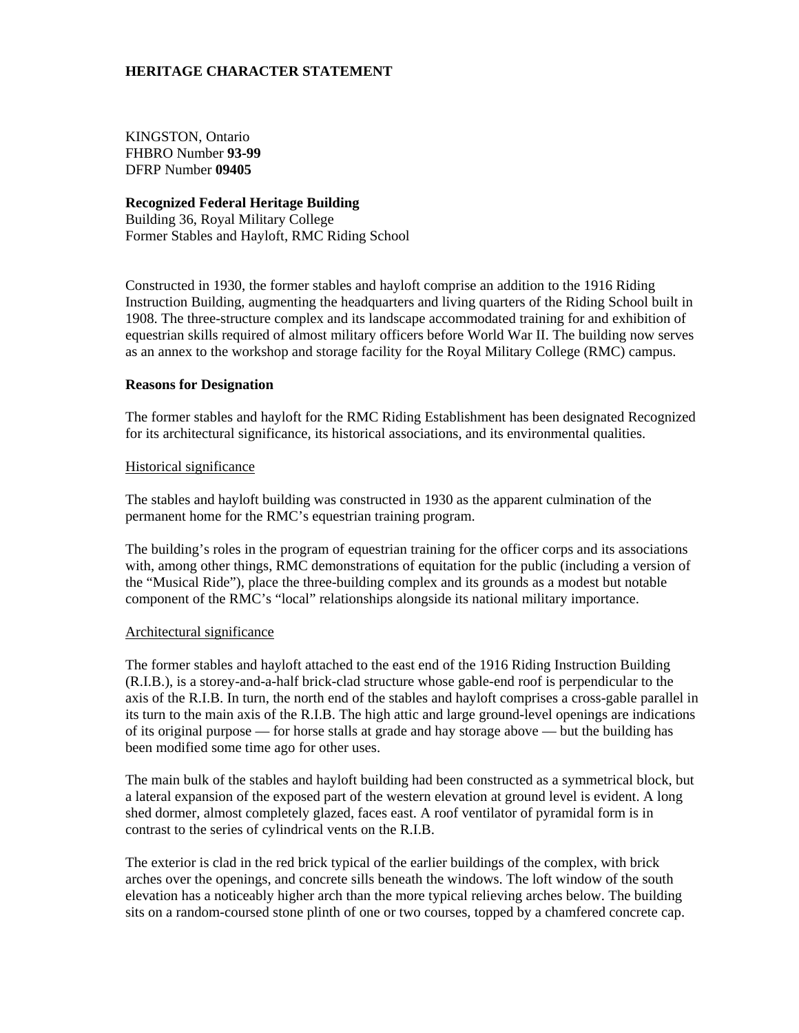**HERITAGE CHARACTER STATEMENT**

KINGSTON, Ontario
FHBRO Number **93-99**
DFRP Number **09405**

**Recognized Federal Heritage Building**
Building 36, Royal Military College
Former Stables and Hayloft, RMC Riding School

Constructed in 1930, the former stables and hayloft comprise an addition to the 1916 Riding Instruction Building, augmenting the headquarters and living quarters of the Riding School built in 1908. The three-structure complex and its landscape accommodated training for and exhibition of equestrian skills required of almost military officers before World War II. The building now serves as an annex to the workshop and storage facility for the Royal Military College (RMC) campus.

**Reasons for Designation**

The former stables and hayloft for the RMC Riding Establishment has been designated Recognized for its architectural significance, its historical associations, and its environmental qualities.

Historical significance

The stables and hayloft building was constructed in 1930 as the apparent culmination of the permanent home for the RMC's equestrian training program.

The building's roles in the program of equestrian training for the officer corps and its associations with, among other things, RMC demonstrations of equitation for the public (including a version of the "Musical Ride"), place the three-building complex and its grounds as a modest but notable component of the RMC's "local" relationships alongside its national military importance.

Architectural significance

The former stables and hayloft attached to the east end of the 1916 Riding Instruction Building (R.I.B.), is a storey-and-a-half brick-clad structure whose gable-end roof is perpendicular to the axis of the R.I.B. In turn, the north end of the stables and hayloft comprises a cross-gable parallel in its turn to the main axis of the R.I.B. The high attic and large ground-level openings are indications of its original purpose — for horse stalls at grade and hay storage above — but the building has been modified some time ago for other uses.

The main bulk of the stables and hayloft building had been constructed as a symmetrical block, but a lateral expansion of the exposed part of the western elevation at ground level is evident. A long shed dormer, almost completely glazed, faces east. A roof ventilator of pyramidal form is in contrast to the series of cylindrical vents on the R.I.B.

The exterior is clad in the red brick typical of the earlier buildings of the complex, with brick arches over the openings, and concrete sills beneath the windows. The loft window of the south elevation has a noticeably higher arch than the more typical relieving arches below. The building sits on a random-coursed stone plinth of one or two courses, topped by a chamfered concrete cap.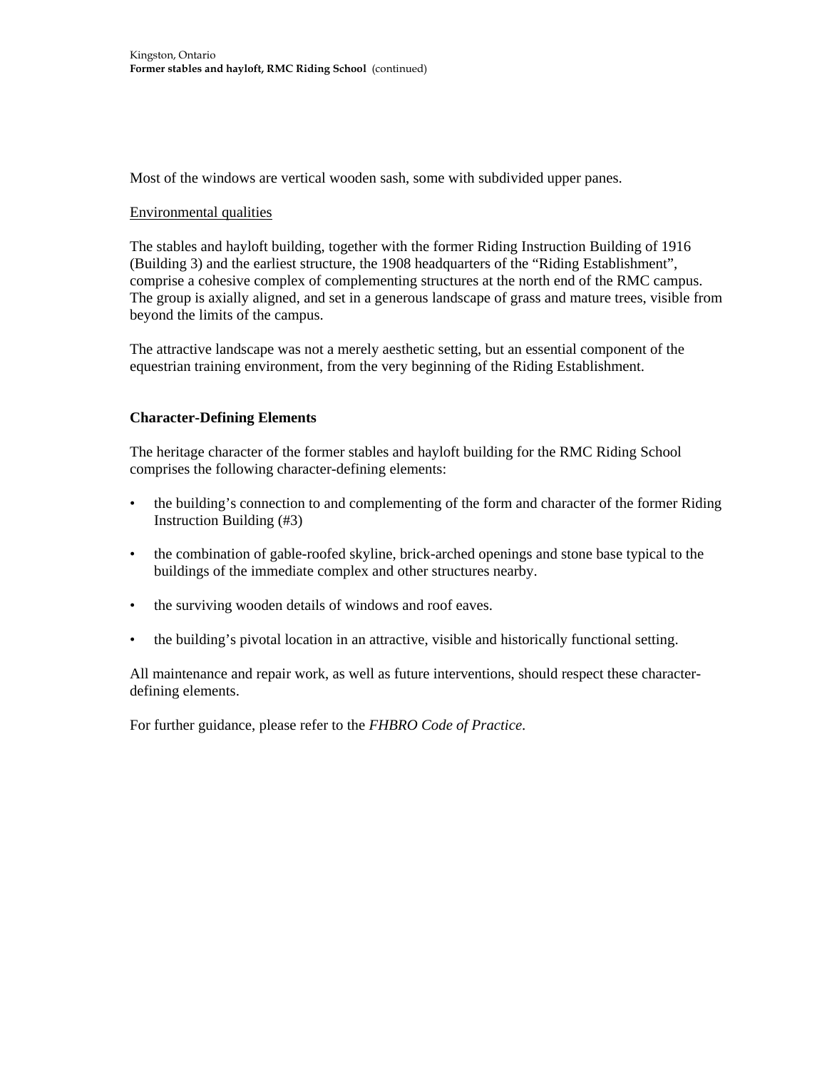Most of the windows are vertical wooden sash, some with subdivided upper panes.

Environmental qualities

The stables and hayloft building, together with the former Riding Instruction Building of 1916 (Building 3) and the earliest structure, the 1908 headquarters of the "Riding Establishment", comprise a cohesive complex of complementing structures at the north end of the RMC campus. The group is axially aligned, and set in a generous landscape of grass and mature trees, visible from beyond the limits of the campus.

The attractive landscape was not a merely aesthetic setting, but an essential component of the equestrian training environment, from the very beginning of the Riding Establishment.

**Character-Defining Elements**

The heritage character of the former stables and hayloft building for the RMC Riding School comprises the following character-defining elements:

- the building's connection to and complementing of the form and character of the former Riding Instruction Building (#3)
- the combination of gable-roofed skyline, brick-arched openings and stone base typical to the buildings of the immediate complex and other structures nearby.
- the surviving wooden details of windows and roof eaves.
- the building's pivotal location in an attractive, visible and historically functional setting.

All maintenance and repair work, as well as future interventions, should respect these character-defining elements.

For further guidance, please refer to the *FHBRO Code of Practice*.